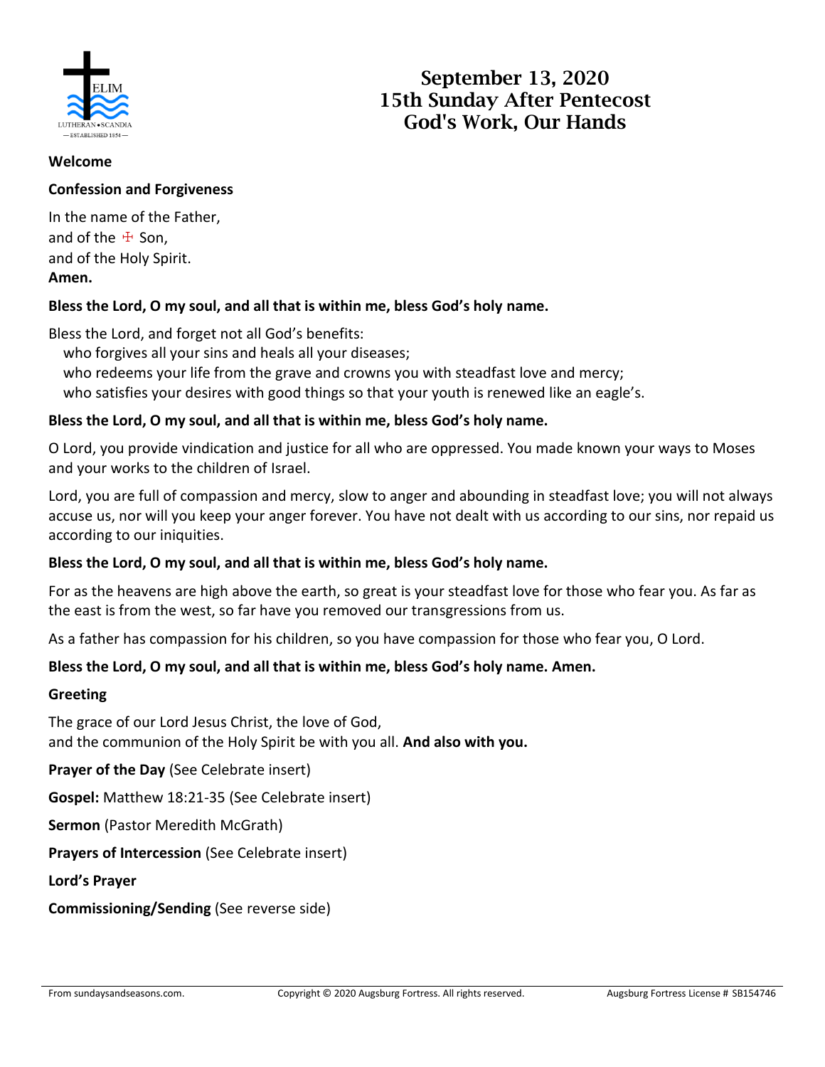# September 13, 2020
# 15th Sunday After Pentecost
# God's Work, Our Hands

**Welcome**

**Confession and Forgiveness**

In the name of the Father,
and of the ☩ Son,
and of the Holy Spirit.
**Amen.**

**Bless the Lord, O my soul, and all that is within me, bless God's holy name.**

Bless the Lord, and forget not all God's benefits:
who forgives all your sins and heals all your diseases;
who redeems your life from the grave and crowns you with steadfast love and mercy;
who satisfies your desires with good things so that your youth is renewed like an eagle's.

**Bless the Lord, O my soul, and all that is within me, bless God's holy name.**

O Lord, you provide vindication and justice for all who are oppressed. You made known your ways to Moses and your works to the children of Israel.

Lord, you are full of compassion and mercy, slow to anger and abounding in steadfast love; you will not always accuse us, nor will you keep your anger forever. You have not dealt with us according to our sins, nor repaid us according to our iniquities.

**Bless the Lord, O my soul, and all that is within me, bless God's holy name.**

For as the heavens are high above the earth, so great is your steadfast love for those who fear you. As far as the east is from the west, so far have you removed our transgressions from us.

As a father has compassion for his children, so you have compassion for those who fear you, O Lord.

**Bless the Lord, O my soul, and all that is within me, bless God's holy name. Amen.**

**Greeting**

The grace of our Lord Jesus Christ, the love of God,
and the communion of the Holy Spirit be with you all. **And also with you.**

**Prayer of the Day** (See Celebrate insert)

**Gospel:** Matthew 18:21-35 (See Celebrate insert)

**Sermon** (Pastor Meredith McGrath)

**Prayers of Intercession** (See Celebrate insert)

**Lord's Prayer**

**Commissioning/Sending** (See reverse side)

From sundaysandseasons.com. Copyright © 2020 Augsburg Fortress. All rights reserved. Augsburg Fortress License # SB154746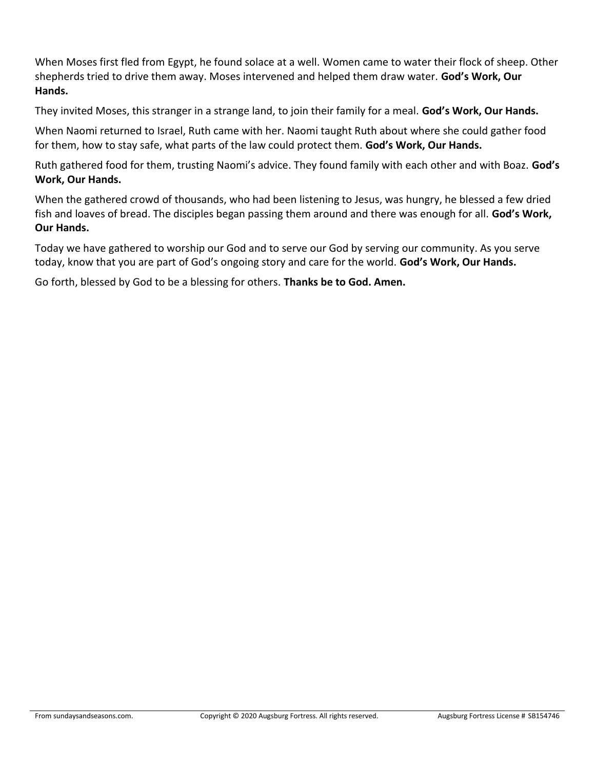When Moses first fled from Egypt, he found solace at a well. Women came to water their flock of sheep. Other shepherds tried to drive them away. Moses intervened and helped them draw water. **God's Work, Our Hands.**

They invited Moses, this stranger in a strange land, to join their family for a meal. **God's Work, Our Hands.**

When Naomi returned to Israel, Ruth came with her. Naomi taught Ruth about where she could gather food for them, how to stay safe, what parts of the law could protect them. **God's Work, Our Hands.**

Ruth gathered food for them, trusting Naomi's advice. They found family with each other and with Boaz. **God's Work, Our Hands.**

When the gathered crowd of thousands, who had been listening to Jesus, was hungry, he blessed a few dried fish and loaves of bread. The disciples began passing them around and there was enough for all. **God's Work, Our Hands.**

Today we have gathered to worship our God and to serve our God by serving our community. As you serve today, know that you are part of God's ongoing story and care for the world. **God's Work, Our Hands.**

Go forth, blessed by God to be a blessing for others. **Thanks be to God. Amen.**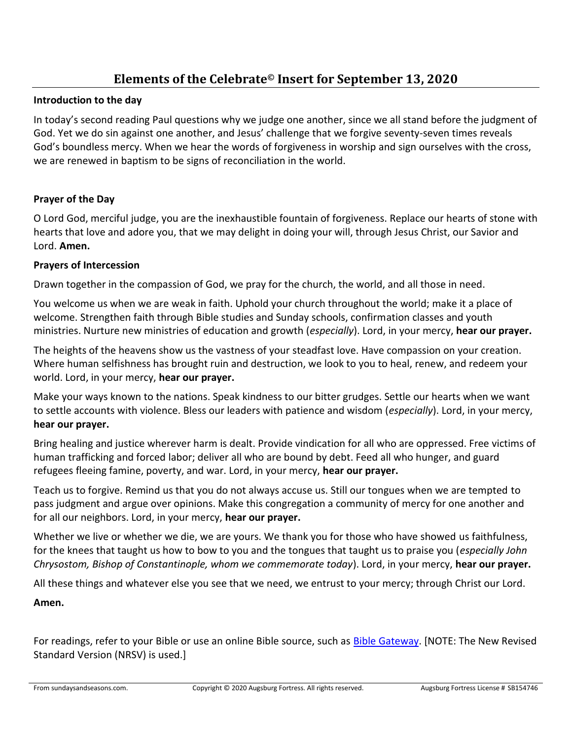# Elements of the Celebrate© Insert for September 13, 2020

**Introduction to the day**

In today's second reading Paul questions why we judge one another, since we all stand before the judgment of God. Yet we do sin against one another, and Jesus' challenge that we forgive seventy-seven times reveals God's boundless mercy. When we hear the words of forgiveness in worship and sign ourselves with the cross, we are renewed in baptism to be signs of reconciliation in the world.

**Prayer of the Day**

O Lord God, merciful judge, you are the inexhaustible fountain of forgiveness. Replace our hearts of stone with hearts that love and adore you, that we may delight in doing your will, through Jesus Christ, our Savior and Lord. **Amen.**

**Prayers of Intercession**

Drawn together in the compassion of God, we pray for the church, the world, and all those in need.

You welcome us when we are weak in faith. Uphold your church throughout the world; make it a place of welcome. Strengthen faith through Bible studies and Sunday schools, confirmation classes and youth ministries. Nurture new ministries of education and growth (*especially*). Lord, in your mercy, **hear our prayer.**

The heights of the heavens show us the vastness of your steadfast love. Have compassion on your creation. Where human selfishness has brought ruin and destruction, we look to you to heal, renew, and redeem your world. Lord, in your mercy, **hear our prayer.**

Make your ways known to the nations. Speak kindness to our bitter grudges. Settle our hearts when we want to settle accounts with violence. Bless our leaders with patience and wisdom (*especially*). Lord, in your mercy, **hear our prayer.**

Bring healing and justice wherever harm is dealt. Provide vindication for all who are oppressed. Free victims of human trafficking and forced labor; deliver all who are bound by debt. Feed all who hunger, and guard refugees fleeing famine, poverty, and war. Lord, in your mercy, **hear our prayer.**

Teach us to forgive. Remind us that you do not always accuse us. Still our tongues when we are tempted to pass judgment and argue over opinions. Make this congregation a community of mercy for one another and for all our neighbors. Lord, in your mercy, **hear our prayer.**

Whether we live or whether we die, we are yours. We thank you for those who have showed us faithfulness, for the knees that taught us how to bow to you and the tongues that taught us to praise you (*especially John Chrysostom, Bishop of Constantinople, whom we commemorate today*). Lord, in your mercy, **hear our prayer.**

All these things and whatever else you see that we need, we entrust to your mercy; through Christ our Lord.

**Amen.**

For readings, refer to your Bible or use an online Bible source, such as Bible Gateway. [NOTE: The New Revised Standard Version (NRSV) is used.]

From sundaysandseasons.com. Copyright © 2020 Augsburg Fortress. All rights reserved. Augsburg Fortress License # SB154746